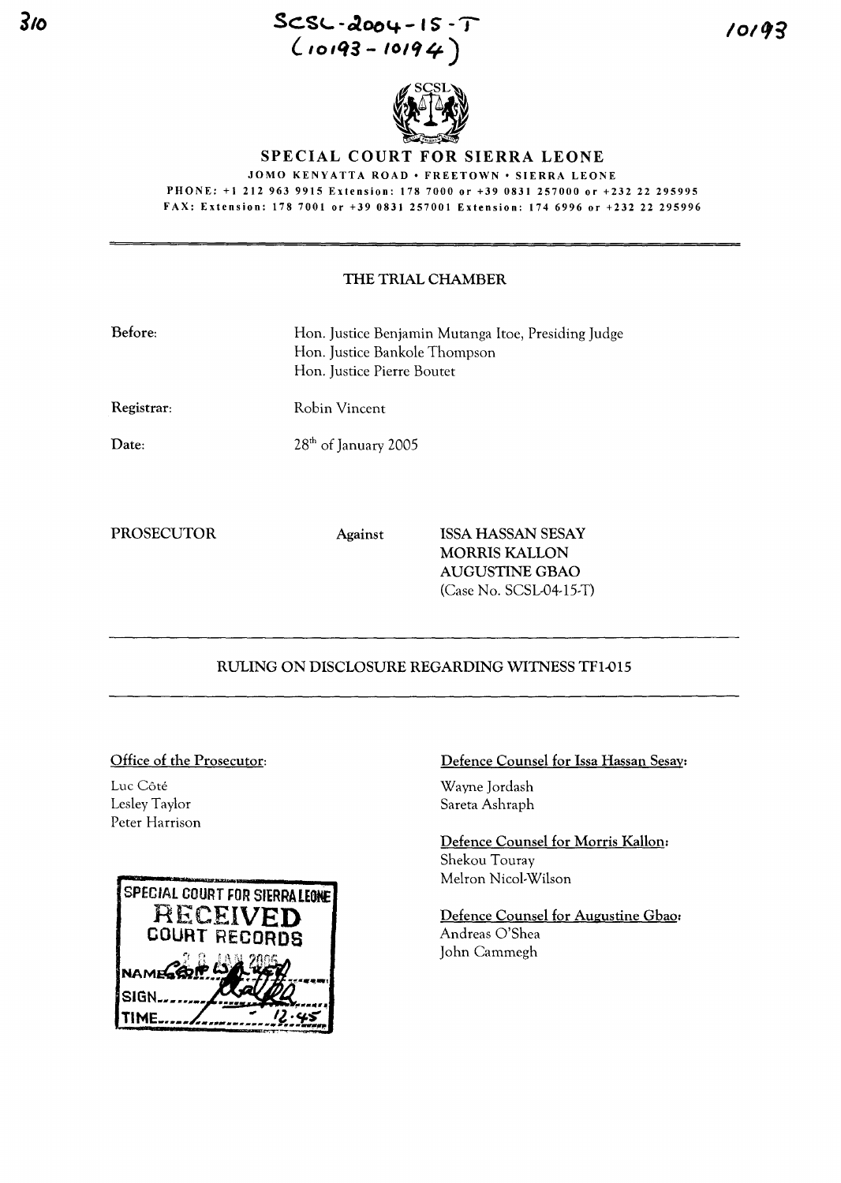SCSL-2004-15-T
(10193 - 10194)

10193

# SPECIAL COURT FOR SIERRA LEONE

JOMO KENYATTA ROAD • FREETOWN • SIERRA LEONE
PHONE: +1 212 963 9915 Extension: 178 7000 or +39 0831 257000 or +232 22 295995
FAX: Extension: 178 7001 or +39 0831 257001 Extension: 174 6996 or +232 22 295996

## THE TRIAL CHAMBER

| | |
|---|---|
| Before: | Hon. Justice Benjamin Mutanga Itoe, Presiding Judge<br>Hon. Justice Bankole Thompson<br>Hon. Justice Pierre Boutet |
| Registrar: | Robin Vincent |
| Date: | 28[th] of January 2005 |

PROSECUTOR Against ISSA HASSAN SESAY
MORRIS KALLON
AUGUSTINE GBAO
(Case No. SCSL-04-15-T)

## RULING ON DISCLOSURE REGARDING WITNESS TF1-015

Office of the Prosecutor:

Luc Côté
Lesley Taylor
Peter Harrison

Defence Counsel for Issa Hassan Sesay:

Wayne Jordash
Sareta Ashraph

Defence Counsel for Morris Kallon:

Shekou Touray
Melron Nicol-Wilson

Defence Counsel for Augustine Gbao:

Andreas O'Shea
John Cammegh

SPECIAL COURT FOR SIERRA LEONE
RECEIVED
COURT RECORDS
28 JAN 2005
NAME
SIGN
TIME 12:45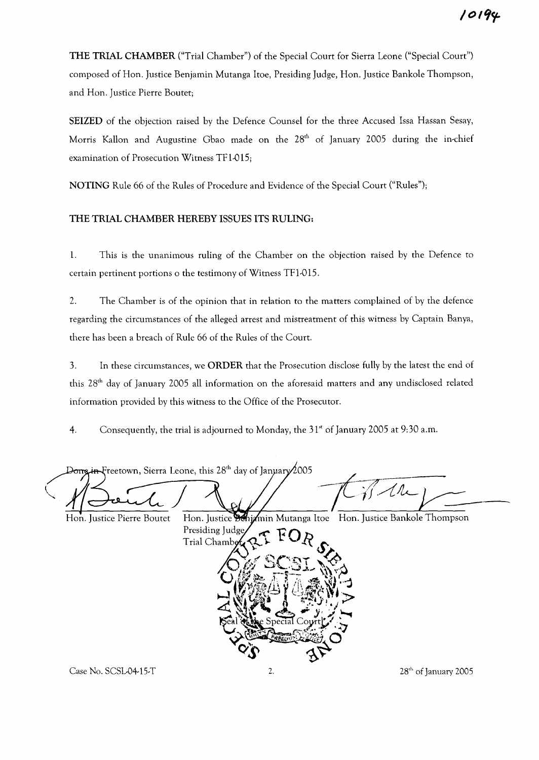**THE TRIAL CHAMBER** ("Trial Chamber") of the Special Court for Sierra Leone ("Special Court") composed of Hon. Justice Benjamin Mutanga Itoe, Presiding Judge, Hon. Justice Bankole Thompson, and Hon. Justice Pierre Boutet;

**SEIZED** of the objection raised by the Defence Counsel for the three Accused Issa Hassan Sesay, Morris Kallon and Augustine Gbao made on the 28th of January 2005 during the in-chief examination of Prosecution Witness TF1-015;

**NOTING** Rule 66 of the Rules of Procedure and Evidence of the Special Court ("Rules");

**THE TRIAL CHAMBER HEREBY ISSUES ITS RULING:**

1. This is the unanimous ruling of the Chamber on the objection raised by the Defence to certain pertinent portions o the testimony of Witness TF1-015.

2. The Chamber is of the opinion that in relation to the matters complained of by the defence regarding the circumstances of the alleged arrest and mistreatment of this witness by Captain Banya, there has been a breach of Rule 66 of the Rules of the Court.

3. In these circumstances, we **ORDER** that the Prosecution disclose fully by the latest the end of this 28th day of January 2005 all information on the aforesaid matters and any undisclosed related information provided by this witness to the Office of the Prosecutor.

4. Consequently, the trial is adjourned to Monday, the 31st of January 2005 at 9:30 a.m.

Done in Freetown, Sierra Leone, this 28th day of January 2005

| | | |
|---|---|---|
| Hon. Justice Pierre Boutet | Hon. Justice Benjamin Mutanga Itoe<br>Presiding Judge,<br>Trial Chamber | Hon. Justice Bankole Thompson |

[Seal of the Special Court]

Case No. SCSL-04-15-T

28th of January 2005